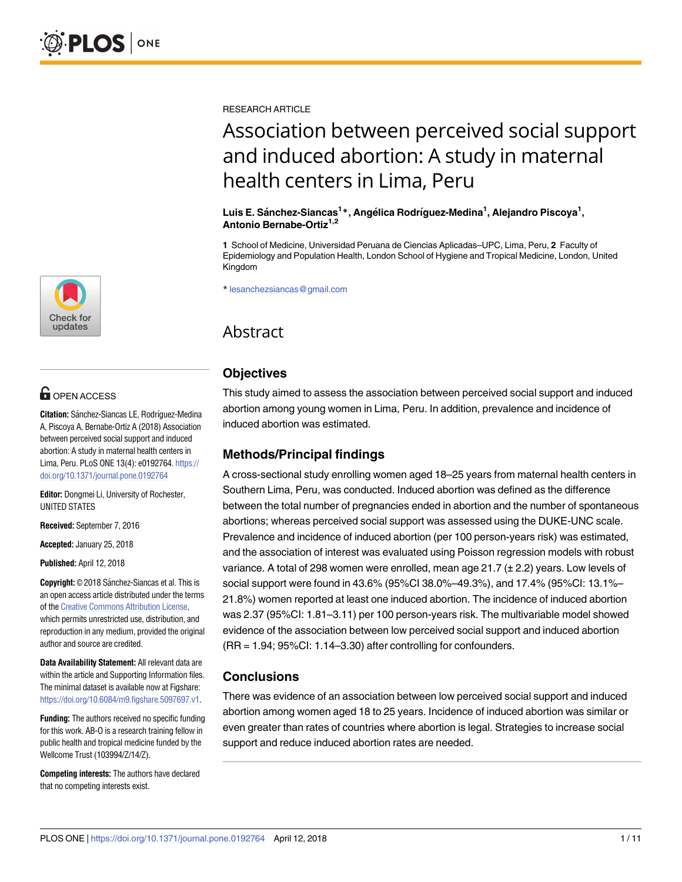RESEARCH ARTICLE

# Association between perceived social support and induced abortion: A study in maternal health centers in Lima, Peru

**Luis E. Sánchez-Siancas[1]*, Angélica Rodríguez-Medina[1], Alejandro Piscoya[1], Antonio Bernabe-Ortiz[1,2]**

**1** School of Medicine, Universidad Peruana de Ciencias Aplicadas–UPC, Lima, Peru, **2** Faculty of Epidemiology and Population Health, London School of Hygiene and Tropical Medicine, London, United Kingdom

* lesanchezsiancas@gmail.com

OPEN ACCESS

**Citation:** Sánchez-Siancas LE, Rodríguez-Medina A, Piscoya A, Bernabe-Ortiz A (2018) Association between perceived social support and induced abortion: A study in maternal health centers in Lima, Peru. PLoS ONE 13(4): e0192764. https://doi.org/10.1371/journal.pone.0192764

**Editor:** Dongmei Li, University of Rochester, UNITED STATES

**Received:** September 7, 2016

**Accepted:** January 25, 2018

**Published:** April 12, 2018

**Copyright:** © 2018 Sánchez-Siancas et al. This is an open access article distributed under the terms of the Creative Commons Attribution License, which permits unrestricted use, distribution, and reproduction in any medium, provided the original author and source are credited.

**Data Availability Statement:** All relevant data are within the article and Supporting Information files. The minimal dataset is available now at Figshare: https://doi.org/10.6084/m9.figshare.5097697.v1.

**Funding:** The authors received no specific funding for this work. AB-O is a research training fellow in public health and tropical medicine funded by the Wellcome Trust (103994/Z/14/Z).

**Competing interests:** The authors have declared that no competing interests exist.

## Abstract

### Objectives

This study aimed to assess the association between perceived social support and induced abortion among young women in Lima, Peru. In addition, prevalence and incidence of induced abortion was estimated.

### Methods/Principal findings

A cross-sectional study enrolling women aged 18–25 years from maternal health centers in Southern Lima, Peru, was conducted. Induced abortion was defined as the difference between the total number of pregnancies ended in abortion and the number of spontaneous abortions; whereas perceived social support was assessed using the DUKE-UNC scale. Prevalence and incidence of induced abortion (per 100 person-years risk) was estimated, and the association of interest was evaluated using Poisson regression models with robust variance. A total of 298 women were enrolled, mean age 21.7 (± 2.2) years. Low levels of social support were found in 43.6% (95%CI 38.0%–49.3%), and 17.4% (95%CI: 13.1%–21.8%) women reported at least one induced abortion. The incidence of induced abortion was 2.37 (95%CI: 1.81–3.11) per 100 person-years risk. The multivariable model showed evidence of the association between low perceived social support and induced abortion (RR = 1.94; 95%CI: 1.14–3.30) after controlling for confounders.

### Conclusions

There was evidence of an association between low perceived social support and induced abortion among women aged 18 to 25 years. Incidence of induced abortion was similar or even greater than rates of countries where abortion is legal. Strategies to increase social support and reduce induced abortion rates are needed.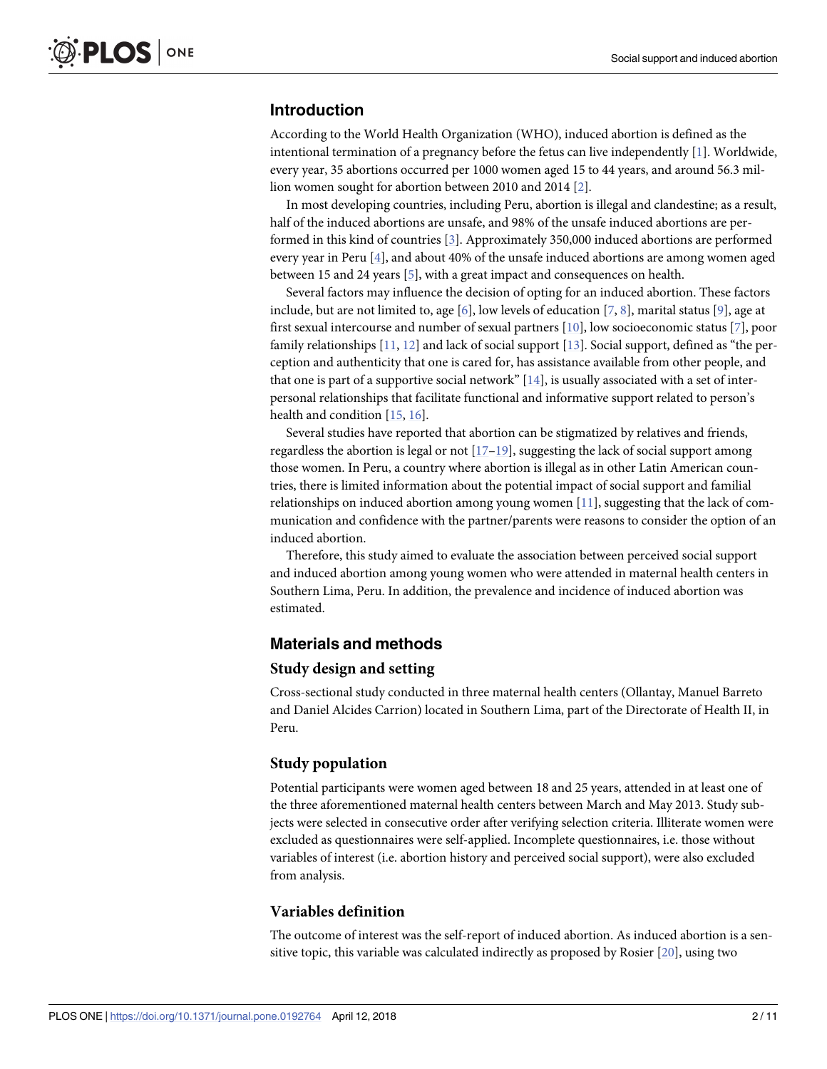## Introduction

According to the World Health Organization (WHO), induced abortion is defined as the intentional termination of a pregnancy before the fetus can live independently [1]. Worldwide, every year, 35 abortions occurred per 1000 women aged 15 to 44 years, and around 56.3 million women sought for abortion between 2010 and 2014 [2].

In most developing countries, including Peru, abortion is illegal and clandestine; as a result, half of the induced abortions are unsafe, and 98% of the unsafe induced abortions are performed in this kind of countries [3]. Approximately 350,000 induced abortions are performed every year in Peru [4], and about 40% of the unsafe induced abortions are among women aged between 15 and 24 years [5], with a great impact and consequences on health.

Several factors may influence the decision of opting for an induced abortion. These factors include, but are not limited to, age [6], low levels of education [7, 8], marital status [9], age at first sexual intercourse and number of sexual partners [10], low socioeconomic status [7], poor family relationships [11, 12] and lack of social support [13]. Social support, defined as "the perception and authenticity that one is cared for, has assistance available from other people, and that one is part of a supportive social network" [14], is usually associated with a set of interpersonal relationships that facilitate functional and informative support related to person's health and condition [15, 16].

Several studies have reported that abortion can be stigmatized by relatives and friends, regardless the abortion is legal or not [17–19], suggesting the lack of social support among those women. In Peru, a country where abortion is illegal as in other Latin American countries, there is limited information about the potential impact of social support and familial relationships on induced abortion among young women [11], suggesting that the lack of communication and confidence with the partner/parents were reasons to consider the option of an induced abortion.

Therefore, this study aimed to evaluate the association between perceived social support and induced abortion among young women who were attended in maternal health centers in Southern Lima, Peru. In addition, the prevalence and incidence of induced abortion was estimated.

## Materials and methods

### Study design and setting

Cross-sectional study conducted in three maternal health centers (Ollantay, Manuel Barreto and Daniel Alcides Carrion) located in Southern Lima, part of the Directorate of Health II, in Peru.

### Study population

Potential participants were women aged between 18 and 25 years, attended in at least one of the three aforementioned maternal health centers between March and May 2013. Study subjects were selected in consecutive order after verifying selection criteria. Illiterate women were excluded as questionnaires were self-applied. Incomplete questionnaires, i.e. those without variables of interest (i.e. abortion history and perceived social support), were also excluded from analysis.

### Variables definition

The outcome of interest was the self-report of induced abortion. As induced abortion is a sensitive topic, this variable was calculated indirectly as proposed by Rosier [20], using two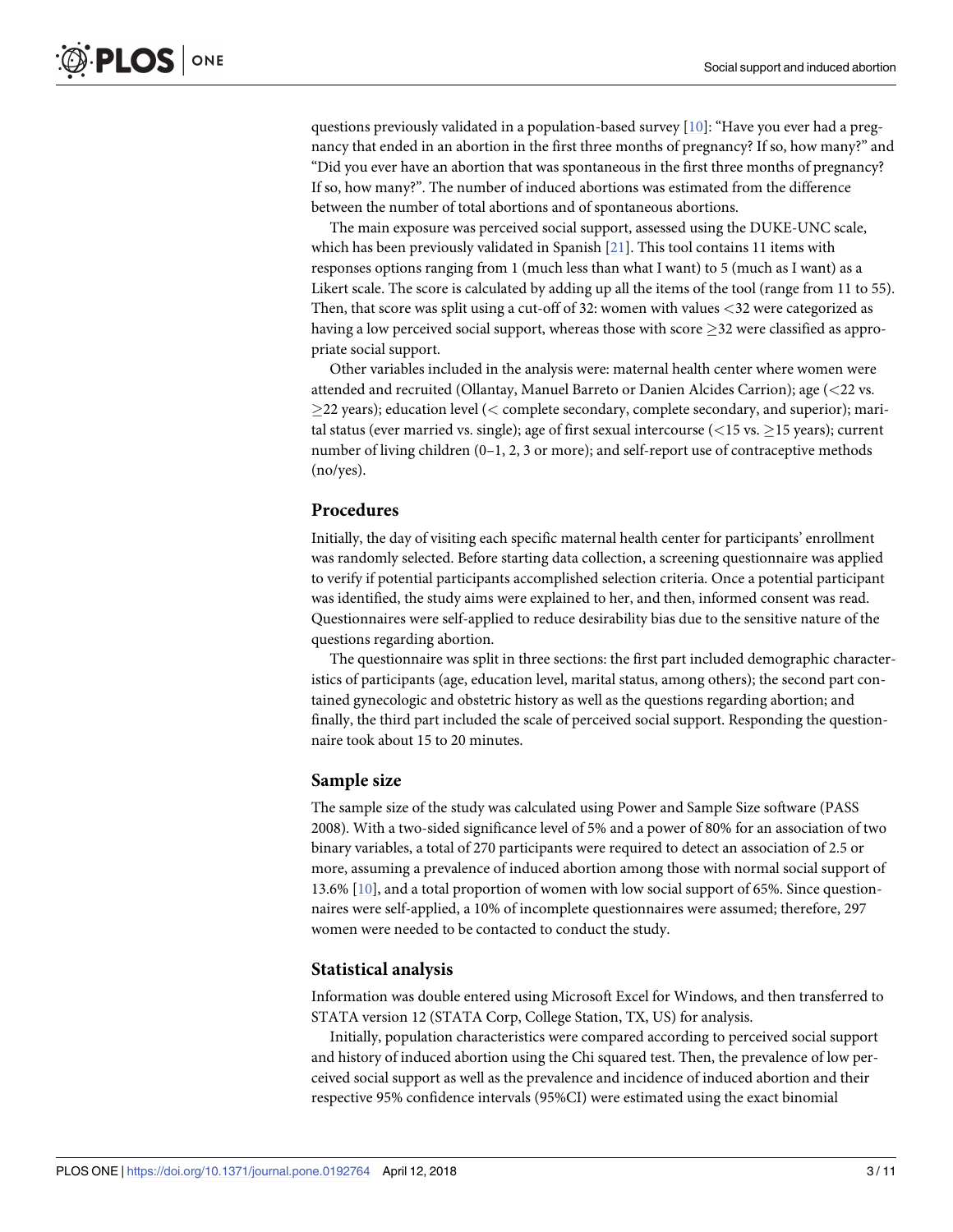questions previously validated in a population-based survey [10]: "Have you ever had a pregnancy that ended in an abortion in the first three months of pregnancy? If so, how many?" and "Did you ever have an abortion that was spontaneous in the first three months of pregnancy? If so, how many?". The number of induced abortions was estimated from the difference between the number of total abortions and of spontaneous abortions.

The main exposure was perceived social support, assessed using the DUKE-UNC scale, which has been previously validated in Spanish [21]. This tool contains 11 items with responses options ranging from 1 (much less than what I want) to 5 (much as I want) as a Likert scale. The score is calculated by adding up all the items of the tool (range from 11 to 55). Then, that score was split using a cut-off of 32: women with values <32 were categorized as having a low perceived social support, whereas those with score ≥32 were classified as appropriate social support.

Other variables included in the analysis were: maternal health center where women were attended and recruited (Ollantay, Manuel Barreto or Danien Alcides Carrion); age (<22 vs. ≥22 years); education level (< complete secondary, complete secondary, and superior); marital status (ever married vs. single); age of first sexual intercourse (<15 vs. ≥15 years); current number of living children (0–1, 2, 3 or more); and self-report use of contraceptive methods (no/yes).

## Procedures

Initially, the day of visiting each specific maternal health center for participants' enrollment was randomly selected. Before starting data collection, a screening questionnaire was applied to verify if potential participants accomplished selection criteria. Once a potential participant was identified, the study aims were explained to her, and then, informed consent was read. Questionnaires were self-applied to reduce desirability bias due to the sensitive nature of the questions regarding abortion.

The questionnaire was split in three sections: the first part included demographic characteristics of participants (age, education level, marital status, among others); the second part contained gynecologic and obstetric history as well as the questions regarding abortion; and finally, the third part included the scale of perceived social support. Responding the questionnaire took about 15 to 20 minutes.

## Sample size

The sample size of the study was calculated using Power and Sample Size software (PASS 2008). With a two-sided significance level of 5% and a power of 80% for an association of two binary variables, a total of 270 participants were required to detect an association of 2.5 or more, assuming a prevalence of induced abortion among those with normal social support of 13.6% [10], and a total proportion of women with low social support of 65%. Since questionnaires were self-applied, a 10% of incomplete questionnaires were assumed; therefore, 297 women were needed to be contacted to conduct the study.

## Statistical analysis

Information was double entered using Microsoft Excel for Windows, and then transferred to STATA version 12 (STATA Corp, College Station, TX, US) for analysis.

Initially, population characteristics were compared according to perceived social support and history of induced abortion using the Chi squared test. Then, the prevalence of low perceived social support as well as the prevalence and incidence of induced abortion and their respective 95% confidence intervals (95%CI) were estimated using the exact binomial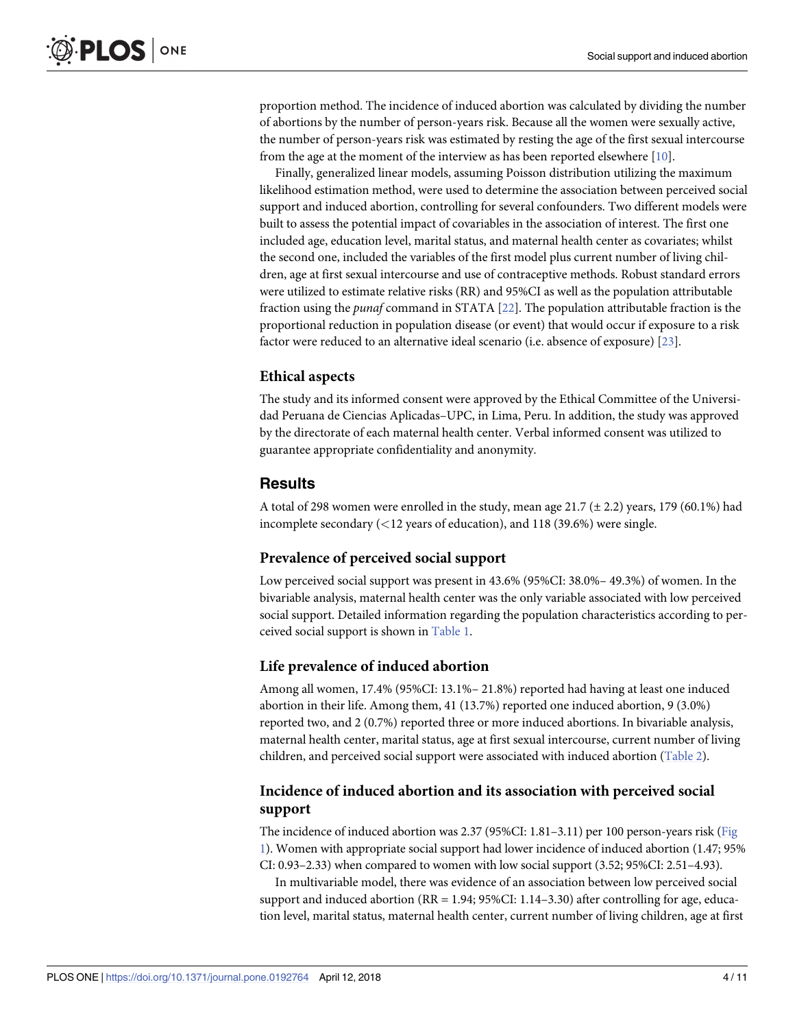proportion method. The incidence of induced abortion was calculated by dividing the number of abortions by the number of person-years risk. Because all the women were sexually active, the number of person-years risk was estimated by resting the age of the first sexual intercourse from the age at the moment of the interview as has been reported elsewhere [10].

Finally, generalized linear models, assuming Poisson distribution utilizing the maximum likelihood estimation method, were used to determine the association between perceived social support and induced abortion, controlling for several confounders. Two different models were built to assess the potential impact of covariables in the association of interest. The first one included age, education level, marital status, and maternal health center as covariates; whilst the second one, included the variables of the first model plus current number of living children, age at first sexual intercourse and use of contraceptive methods. Robust standard errors were utilized to estimate relative risks (RR) and 95%CI as well as the population attributable fraction using the *punaf* command in STATA [22]. The population attributable fraction is the proportional reduction in population disease (or event) that would occur if exposure to a risk factor were reduced to an alternative ideal scenario (i.e. absence of exposure) [23].

### Ethical aspects

The study and its informed consent were approved by the Ethical Committee of the Universidad Peruana de Ciencias Aplicadas–UPC, in Lima, Peru. In addition, the study was approved by the directorate of each maternal health center. Verbal informed consent was utilized to guarantee appropriate confidentiality and anonymity.

## Results

A total of 298 women were enrolled in the study, mean age 21.7 (± 2.2) years, 179 (60.1%) had incomplete secondary (<12 years of education), and 118 (39.6%) were single.

### Prevalence of perceived social support

Low perceived social support was present in 43.6% (95%CI: 38.0%– 49.3%) of women. In the bivariable analysis, maternal health center was the only variable associated with low perceived social support. Detailed information regarding the population characteristics according to perceived social support is shown in Table 1.

### Life prevalence of induced abortion

Among all women, 17.4% (95%CI: 13.1%– 21.8%) reported had having at least one induced abortion in their life. Among them, 41 (13.7%) reported one induced abortion, 9 (3.0%) reported two, and 2 (0.7%) reported three or more induced abortions. In bivariable analysis, maternal health center, marital status, age at first sexual intercourse, current number of living children, and perceived social support were associated with induced abortion (Table 2).

### Incidence of induced abortion and its association with perceived social support

The incidence of induced abortion was 2.37 (95%CI: 1.81–3.11) per 100 person-years risk (Fig 1). Women with appropriate social support had lower incidence of induced abortion (1.47; 95% CI: 0.93–2.33) when compared to women with low social support (3.52; 95%CI: 2.51–4.93).

In multivariable model, there was evidence of an association between low perceived social support and induced abortion (RR = 1.94; 95%CI: 1.14–3.30) after controlling for age, education level, marital status, maternal health center, current number of living children, age at first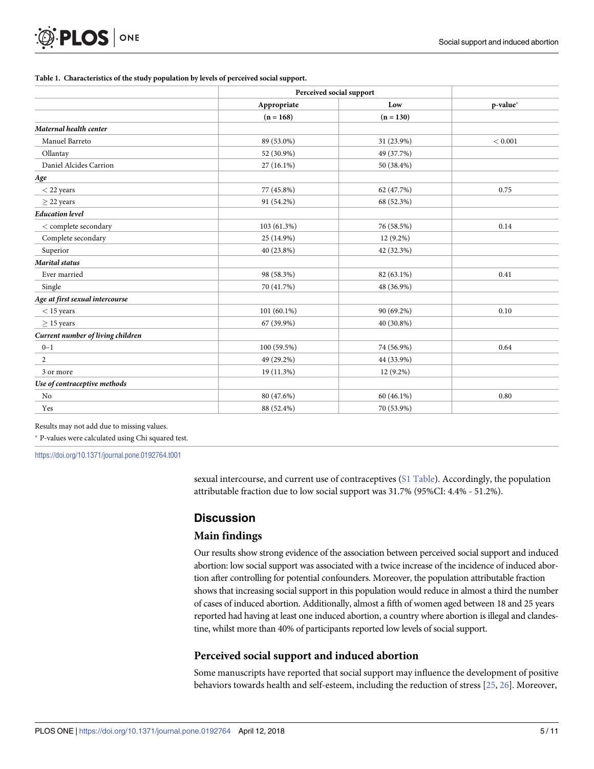**Table 1. Characteristics of the study population by levels of perceived social support.**

| | Perceived social support | | |
|---|---|---|---|
| | Appropriate | Low | p-value* |
| | (n = 168) | (n = 130) | |
| ***Maternal health center*** | | | |
| Manuel Barreto | 89 (53.0%) | 31 (23.9%) | < 0.001 |
| Ollantay | 52 (30.9%) | 49 (37.7%) | |
| Daniel Alcides Carrion | 27 (16.1%) | 50 (38.4%) | |
| ***Age*** | | | |
| < 22 years | 77 (45.8%) | 62 (47.7%) | 0.75 |
| ≥ 22 years | 91 (54.2%) | 68 (52.3%) | |
| ***Education level*** | | | |
| < complete secondary | 103 (61.3%) | 76 (58.5%) | 0.14 |
| Complete secondary | 25 (14.9%) | 12 (9.2%) | |
| Superior | 40 (23.8%) | 42 (32.3%) | |
| ***Marital status*** | | | |
| Ever married | 98 (58.3%) | 82 (63.1%) | 0.41 |
| Single | 70 (41.7%) | 48 (36.9%) | |
| ***Age at first sexual intercourse*** | | | |
| < 15 years | 101 (60.1%) | 90 (69.2%) | 0.10 |
| ≥ 15 years | 67 (39.9%) | 40 (30.8%) | |
| ***Current number of living children*** | | | |
| 0–1 | 100 (59.5%) | 74 (56.9%) | 0.64 |
| 2 | 49 (29.2%) | 44 (33.9%) | |
| 3 or more | 19 (11.3%) | 12 (9.2%) | |
| ***Use of contraceptive methods*** | | | |
| No | 80 (47.6%) | 60 (46.1%) | 0.80 |
| Yes | 88 (52.4%) | 70 (53.9%) | |

Results may not add due to missing values.

* P-values were calculated using Chi squared test.

https://doi.org/10.1371/journal.pone.0192764.t001

sexual intercourse, and current use of contraceptives (S1 Table). Accordingly, the population attributable fraction due to low social support was 31.7% (95%CI: 4.4% - 51.2%).

## Discussion

### Main findings

Our results show strong evidence of the association between perceived social support and induced abortion: low social support was associated with a twice increase of the incidence of induced abortion after controlling for potential confounders. Moreover, the population attributable fraction shows that increasing social support in this population would reduce in almost a third the number of cases of induced abortion. Additionally, almost a fifth of women aged between 18 and 25 years reported had having at least one induced abortion, a country where abortion is illegal and clandestine, whilst more than 40% of participants reported low levels of social support.

### Perceived social support and induced abortion

Some manuscripts have reported that social support may influence the development of positive behaviors towards health and self-esteem, including the reduction of stress [25, 26]. Moreover,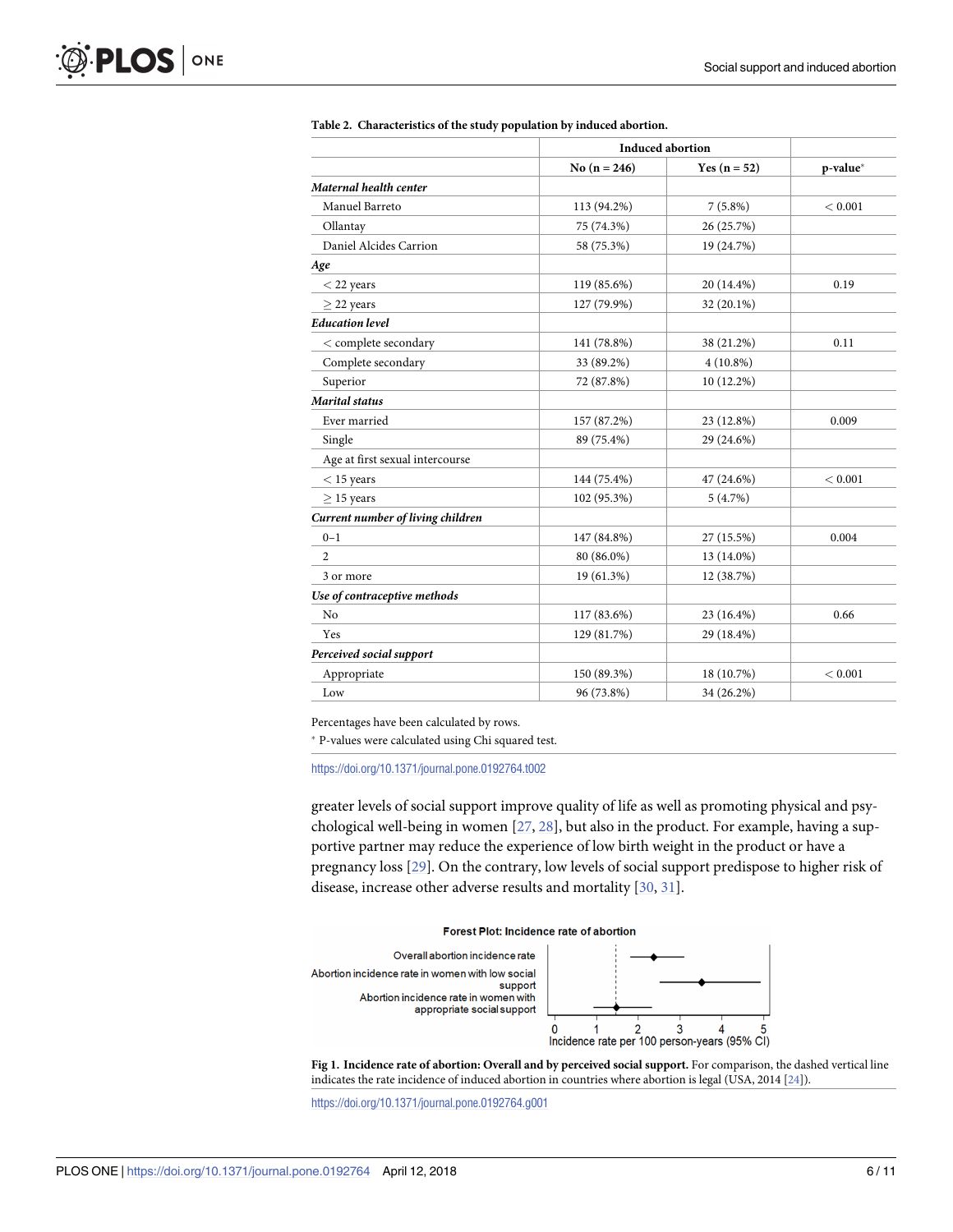**Table 2. Characteristics of the study population by induced abortion.**

| | Induced abortion | | |
|---|---|---|---|
| | No (n = 246) | Yes (n = 52) | p-value* |
| ***Maternal health center*** | | | |
| Manuel Barreto | 113 (94.2%) | 7 (5.8%) | < 0.001 |
| Ollantay | 75 (74.3%) | 26 (25.7%) | |
| Daniel Alcides Carrion | 58 (75.3%) | 19 (24.7%) | |
| ***Age*** | | | |
| < 22 years | 119 (85.6%) | 20 (14.4%) | 0.19 |
| ≥ 22 years | 127 (79.9%) | 32 (20.1%) | |
| ***Education level*** | | | |
| < complete secondary | 141 (78.8%) | 38 (21.2%) | 0.11 |
| Complete secondary | 33 (89.2%) | 4 (10.8%) | |
| Superior | 72 (87.8%) | 10 (12.2%) | |
| ***Marital status*** | | | |
| Ever married | 157 (87.2%) | 23 (12.8%) | 0.009 |
| Single | 89 (75.4%) | 29 (24.6%) | |
| Age at first sexual intercourse | | | |
| < 15 years | 144 (75.4%) | 47 (24.6%) | < 0.001 |
| ≥ 15 years | 102 (95.3%) | 5 (4.7%) | |
| ***Current number of living children*** | | | |
| 0–1 | 147 (84.8%) | 27 (15.5%) | 0.004 |
| 2 | 80 (86.0%) | 13 (14.0%) | |
| 3 or more | 19 (61.3%) | 12 (38.7%) | |
| ***Use of contraceptive methods*** | | | |
| No | 117 (83.6%) | 23 (16.4%) | 0.66 |
| Yes | 129 (81.7%) | 29 (18.4%) | |
| ***Perceived social support*** | | | |
| Appropriate | 150 (89.3%) | 18 (10.7%) | < 0.001 |
| Low | 96 (73.8%) | 34 (26.2%) | |

Percentages have been calculated by rows.

* P-values were calculated using Chi squared test.

https://doi.org/10.1371/journal.pone.0192764.t002

greater levels of social support improve quality of life as well as promoting physical and psychological well-being in women [27, 28], but also in the product. For example, having a supportive partner may reduce the experience of low birth weight in the product or have a pregnancy loss [29]. On the contrary, low levels of social support predispose to higher risk of disease, increase other adverse results and mortality [30, 31].

**Fig 1. Incidence rate of abortion: Overall and by perceived social support.** For comparison, the dashed vertical line indicates the rate incidence of induced abortion in countries where abortion is legal (USA, 2014 [24]).

https://doi.org/10.1371/journal.pone.0192764.g001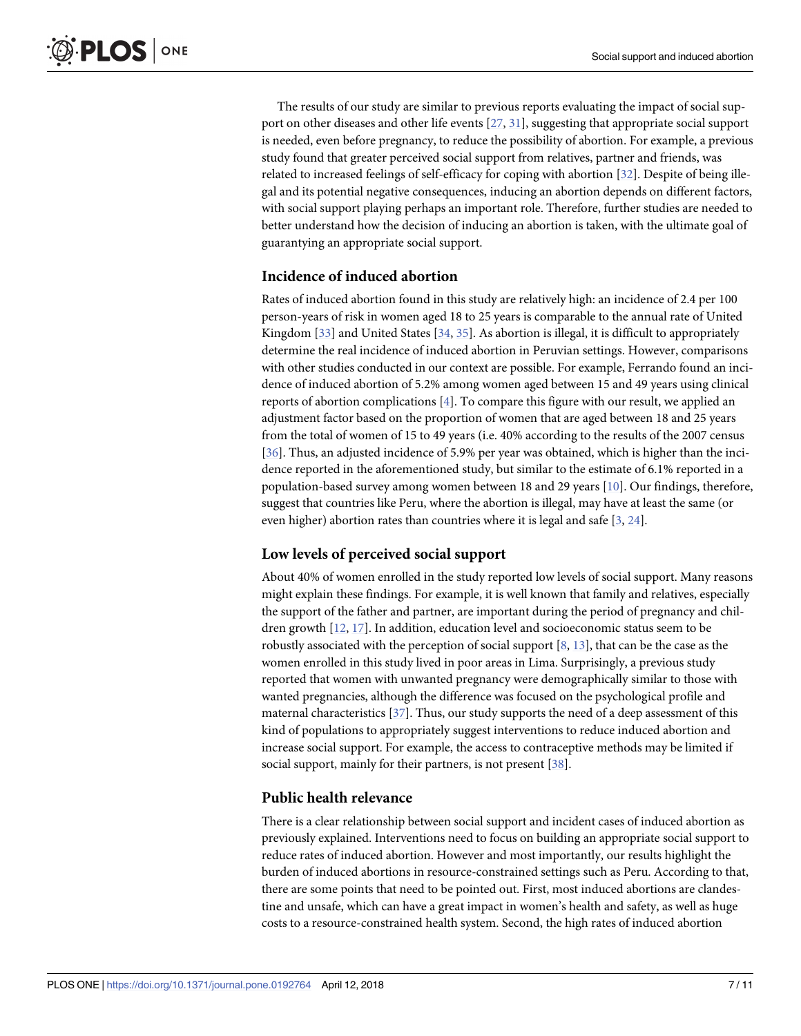The results of our study are similar to previous reports evaluating the impact of social support on other diseases and other life events [27, 31], suggesting that appropriate social support is needed, even before pregnancy, to reduce the possibility of abortion. For example, a previous study found that greater perceived social support from relatives, partner and friends, was related to increased feelings of self-efficacy for coping with abortion [32]. Despite of being illegal and its potential negative consequences, inducing an abortion depends on different factors, with social support playing perhaps an important role. Therefore, further studies are needed to better understand how the decision of inducing an abortion is taken, with the ultimate goal of guarantying an appropriate social support.

### Incidence of induced abortion

Rates of induced abortion found in this study are relatively high: an incidence of 2.4 per 100 person-years of risk in women aged 18 to 25 years is comparable to the annual rate of United Kingdom [33] and United States [34, 35]. As abortion is illegal, it is difficult to appropriately determine the real incidence of induced abortion in Peruvian settings. However, comparisons with other studies conducted in our context are possible. For example, Ferrando found an incidence of induced abortion of 5.2% among women aged between 15 and 49 years using clinical reports of abortion complications [4]. To compare this figure with our result, we applied an adjustment factor based on the proportion of women that are aged between 18 and 25 years from the total of women of 15 to 49 years (i.e. 40% according to the results of the 2007 census [36]. Thus, an adjusted incidence of 5.9% per year was obtained, which is higher than the incidence reported in the aforementioned study, but similar to the estimate of 6.1% reported in a population-based survey among women between 18 and 29 years [10]. Our findings, therefore, suggest that countries like Peru, where the abortion is illegal, may have at least the same (or even higher) abortion rates than countries where it is legal and safe [3, 24].

### Low levels of perceived social support

About 40% of women enrolled in the study reported low levels of social support. Many reasons might explain these findings. For example, it is well known that family and relatives, especially the support of the father and partner, are important during the period of pregnancy and children growth [12, 17]. In addition, education level and socioeconomic status seem to be robustly associated with the perception of social support [8, 13], that can be the case as the women enrolled in this study lived in poor areas in Lima. Surprisingly, a previous study reported that women with unwanted pregnancy were demographically similar to those with wanted pregnancies, although the difference was focused on the psychological profile and maternal characteristics [37]. Thus, our study supports the need of a deep assessment of this kind of populations to appropriately suggest interventions to reduce induced abortion and increase social support. For example, the access to contraceptive methods may be limited if social support, mainly for their partners, is not present [38].

### Public health relevance

There is a clear relationship between social support and incident cases of induced abortion as previously explained. Interventions need to focus on building an appropriate social support to reduce rates of induced abortion. However and most importantly, our results highlight the burden of induced abortions in resource-constrained settings such as Peru. According to that, there are some points that need to be pointed out. First, most induced abortions are clandestine and unsafe, which can have a great impact in women's health and safety, as well as huge costs to a resource-constrained health system. Second, the high rates of induced abortion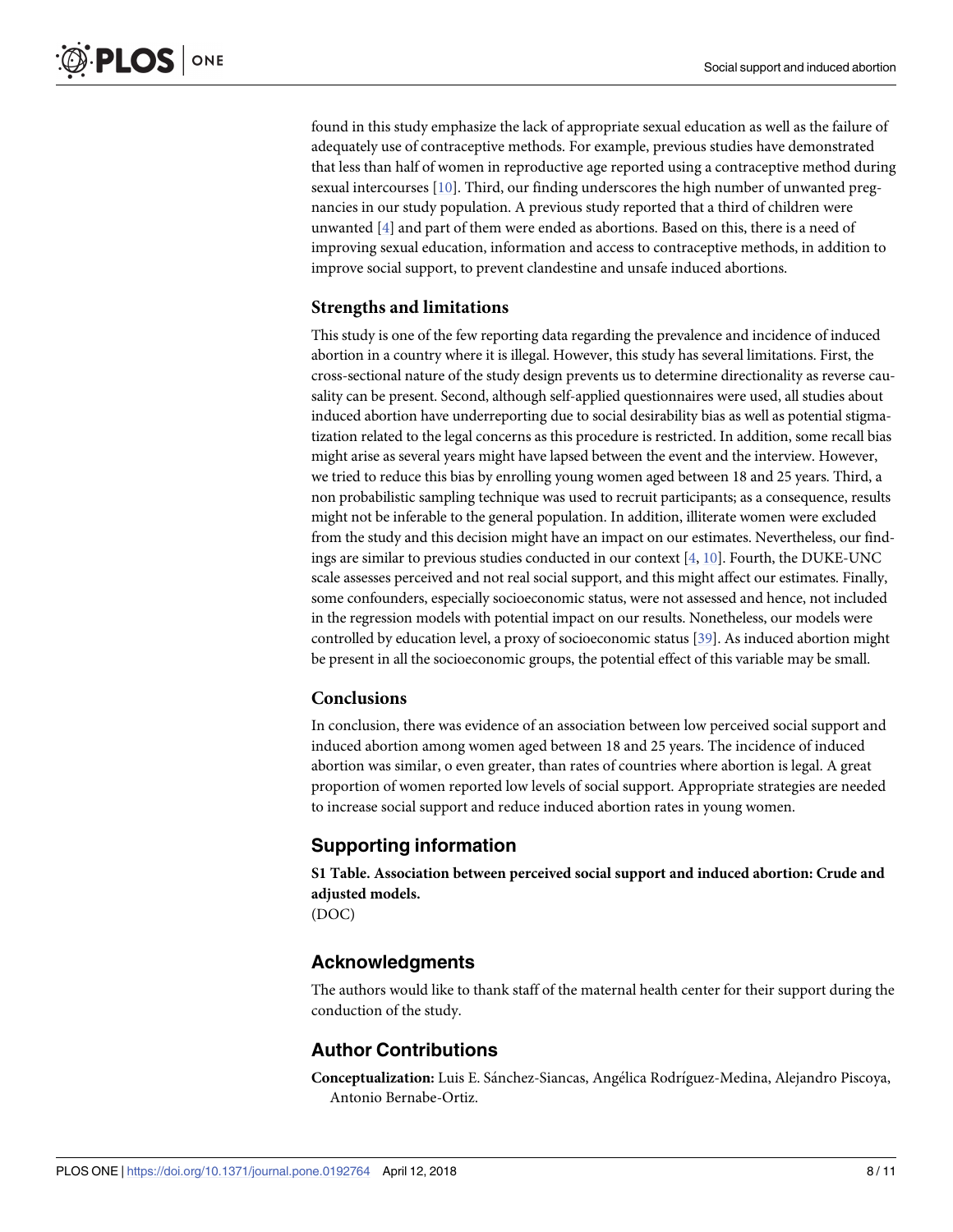found in this study emphasize the lack of appropriate sexual education as well as the failure of adequately use of contraceptive methods. For example, previous studies have demonstrated that less than half of women in reproductive age reported using a contraceptive method during sexual intercourses [10]. Third, our finding underscores the high number of unwanted pregnancies in our study population. A previous study reported that a third of children were unwanted [4] and part of them were ended as abortions. Based on this, there is a need of improving sexual education, information and access to contraceptive methods, in addition to improve social support, to prevent clandestine and unsafe induced abortions.

### Strengths and limitations

This study is one of the few reporting data regarding the prevalence and incidence of induced abortion in a country where it is illegal. However, this study has several limitations. First, the cross-sectional nature of the study design prevents us to determine directionality as reverse causality can be present. Second, although self-applied questionnaires were used, all studies about induced abortion have underreporting due to social desirability bias as well as potential stigmatization related to the legal concerns as this procedure is restricted. In addition, some recall bias might arise as several years might have lapsed between the event and the interview. However, we tried to reduce this bias by enrolling young women aged between 18 and 25 years. Third, a non probabilistic sampling technique was used to recruit participants; as a consequence, results might not be inferable to the general population. In addition, illiterate women were excluded from the study and this decision might have an impact on our estimates. Nevertheless, our findings are similar to previous studies conducted in our context [4, 10]. Fourth, the DUKE-UNC scale assesses perceived and not real social support, and this might affect our estimates. Finally, some confounders, especially socioeconomic status, were not assessed and hence, not included in the regression models with potential impact on our results. Nonetheless, our models were controlled by education level, a proxy of socioeconomic status [39]. As induced abortion might be present in all the socioeconomic groups, the potential effect of this variable may be small.

### Conclusions

In conclusion, there was evidence of an association between low perceived social support and induced abortion among women aged between 18 and 25 years. The incidence of induced abortion was similar, o even greater, than rates of countries where abortion is legal. A great proportion of women reported low levels of social support. Appropriate strategies are needed to increase social support and reduce induced abortion rates in young women.

## Supporting information

**S1 Table. Association between perceived social support and induced abortion: Crude and adjusted models.**
(DOC)

## Acknowledgments

The authors would like to thank staff of the maternal health center for their support during the conduction of the study.

## Author Contributions

**Conceptualization:** Luis E. Sánchez-Siancas, Angélica Rodríguez-Medina, Alejandro Piscoya, Antonio Bernabe-Ortiz.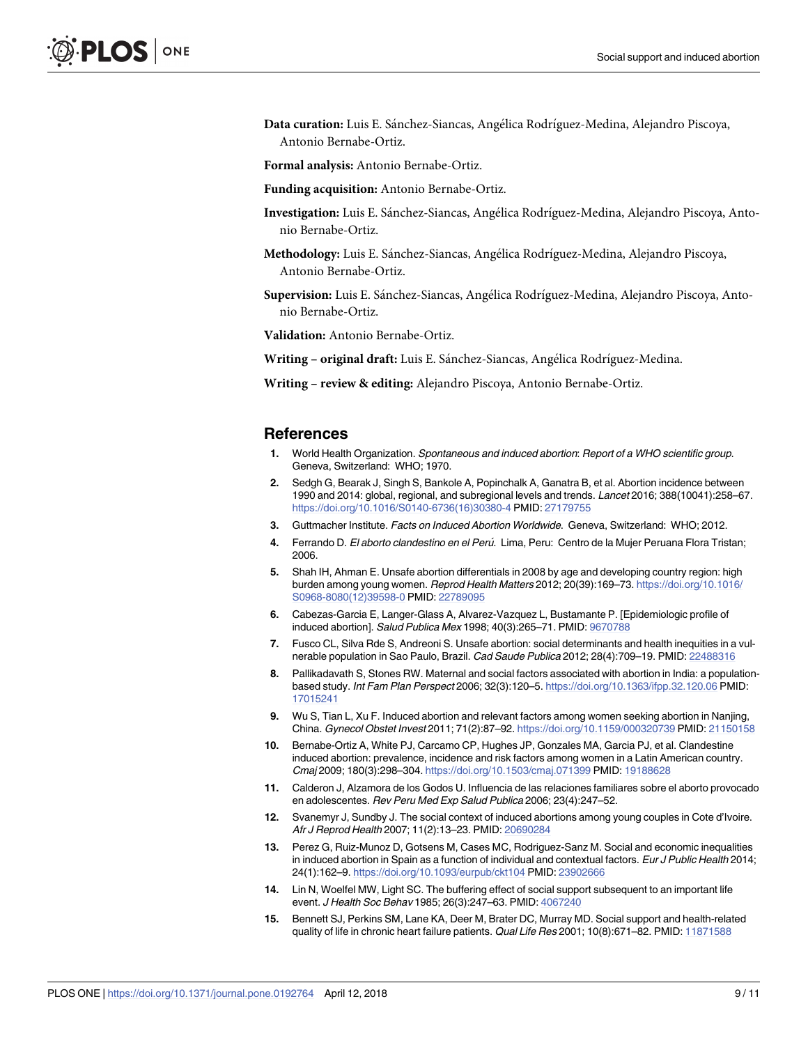**Data curation:** Luis E. Sánchez-Siancas, Angélica Rodríguez-Medina, Alejandro Piscoya, Antonio Bernabe-Ortiz.

**Formal analysis:** Antonio Bernabe-Ortiz.

**Funding acquisition:** Antonio Bernabe-Ortiz.

**Investigation:** Luis E. Sánchez-Siancas, Angélica Rodríguez-Medina, Alejandro Piscoya, Antonio Bernabe-Ortiz.

**Methodology:** Luis E. Sánchez-Siancas, Angélica Rodríguez-Medina, Alejandro Piscoya, Antonio Bernabe-Ortiz.

**Supervision:** Luis E. Sánchez-Siancas, Angélica Rodríguez-Medina, Alejandro Piscoya, Antonio Bernabe-Ortiz.

**Validation:** Antonio Bernabe-Ortiz.

**Writing – original draft:** Luis E. Sánchez-Siancas, Angélica Rodríguez-Medina.

**Writing – review & editing:** Alejandro Piscoya, Antonio Bernabe-Ortiz.

## References

1. World Health Organization. *Spontaneous and induced abortion: Report of a WHO scientific group*. Geneva, Switzerland: WHO; 1970.
2. Sedgh G, Bearak J, Singh S, Bankole A, Popinchalk A, Ganatra B, et al. Abortion incidence between 1990 and 2014: global, regional, and subregional levels and trends. *Lancet* 2016; 388(10041):258–67. https://doi.org/10.1016/S0140-6736(16)30380-4 PMID: 27179755
3. Guttmacher Institute. *Facts on Induced Abortion Worldwide*. Geneva, Switzerland: WHO; 2012.
4. Ferrando D. *El aborto clandestino en el Perú*. Lima, Peru: Centro de la Mujer Peruana Flora Tristan; 2006.
5. Shah IH, Ahman E. Unsafe abortion differentials in 2008 by age and developing country region: high burden among young women. *Reprod Health Matters* 2012; 20(39):169–73. https://doi.org/10.1016/S0968-8080(12)39598-0 PMID: 22789095
6. Cabezas-Garcia E, Langer-Glass A, Alvarez-Vazquez L, Bustamante P. [Epidemiologic profile of induced abortion]. *Salud Publica Mex* 1998; 40(3):265–71. PMID: 9670788
7. Fusco CL, Silva Rde S, Andreoni S. Unsafe abortion: social determinants and health inequities in a vulnerable population in Sao Paulo, Brazil. *Cad Saude Publica* 2012; 28(4):709–19. PMID: 22488316
8. Pallikadavath S, Stones RW. Maternal and social factors associated with abortion in India: a population-based study. *Int Fam Plan Perspect* 2006; 32(3):120–5. https://doi.org/10.1363/ifpp.32.120.06 PMID: 17015241
9. Wu S, Tian L, Xu F. Induced abortion and relevant factors among women seeking abortion in Nanjing, China. *Gynecol Obstet Invest* 2011; 71(2):87–92. https://doi.org/10.1159/000320739 PMID: 21150158
10. Bernabe-Ortiz A, White PJ, Carcamo CP, Hughes JP, Gonzales MA, Garcia PJ, et al. Clandestine induced abortion: prevalence, incidence and risk factors among women in a Latin American country. *Cmaj* 2009; 180(3):298–304. https://doi.org/10.1503/cmaj.071399 PMID: 19188628
11. Calderon J, Alzamora de los Godos U. Influencia de las relaciones familiares sobre el aborto provocado en adolescentes. *Rev Peru Med Exp Salud Publica* 2006; 23(4):247–52.
12. Svanemyr J, Sundby J. The social context of induced abortions among young couples in Cote d'Ivoire. *Afr J Reprod Health* 2007; 11(2):13–23. PMID: 20690284
13. Perez G, Ruiz-Munoz D, Gotsens M, Cases MC, Rodriguez-Sanz M. Social and economic inequalities in induced abortion in Spain as a function of individual and contextual factors. *Eur J Public Health* 2014; 24(1):162–9. https://doi.org/10.1093/eurpub/ckt104 PMID: 23902666
14. Lin N, Woelfel MW, Light SC. The buffering effect of social support subsequent to an important life event. *J Health Soc Behav* 1985; 26(3):247–63. PMID: 4067240
15. Bennett SJ, Perkins SM, Lane KA, Deer M, Brater DC, Murray MD. Social support and health-related quality of life in chronic heart failure patients. *Qual Life Res* 2001; 10(8):671–82. PMID: 11871588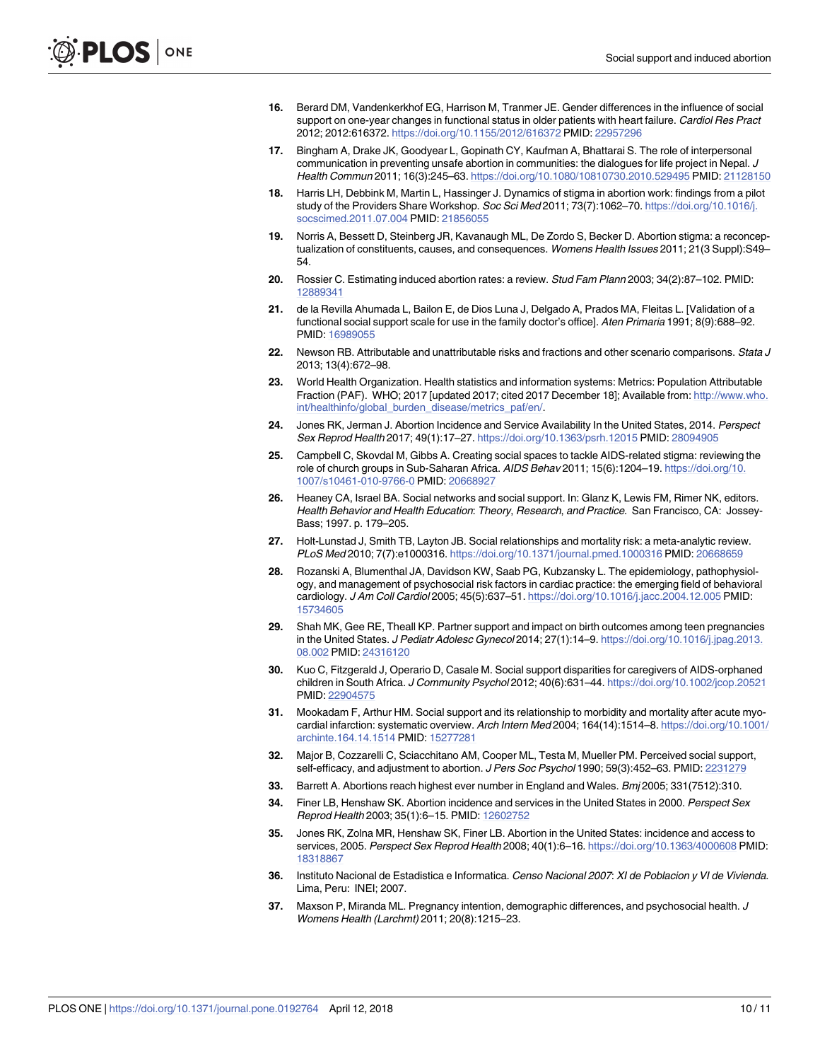16. Berard DM, Vandenkerkhof EG, Harrison M, Tranmer JE. Gender differences in the influence of social support on one-year changes in functional status in older patients with heart failure. *Cardiol Res Pract* 2012; 2012:616372. https://doi.org/10.1155/2012/616372 PMID: 22957296

17. Bingham A, Drake JK, Goodyear L, Gopinath CY, Kaufman A, Bhattarai S. The role of interpersonal communication in preventing unsafe abortion in communities: the dialogues for life project in Nepal. *J Health Commun* 2011; 16(3):245–63. https://doi.org/10.1080/10810730.2010.529495 PMID: 21128150

18. Harris LH, Debbink M, Martin L, Hassinger J. Dynamics of stigma in abortion work: findings from a pilot study of the Providers Share Workshop. *Soc Sci Med* 2011; 73(7):1062–70. https://doi.org/10.1016/j.socscimed.2011.07.004 PMID: 21856055

19. Norris A, Bessett D, Steinberg JR, Kavanaugh ML, De Zordo S, Becker D. Abortion stigma: a reconceptualization of constituents, causes, and consequences. *Womens Health Issues* 2011; 21(3 Suppl):S49–54.

20. Rossier C. Estimating induced abortion rates: a review. *Stud Fam Plann* 2003; 34(2):87–102. PMID: 12889341

21. de la Revilla Ahumada L, Bailon E, de Dios Luna J, Delgado A, Prados MA, Fleitas L. [Validation of a functional social support scale for use in the family doctor's office]. *Aten Primaria* 1991; 8(9):688–92. PMID: 16989055

22. Newson RB. Attributable and unattributable risks and fractions and other scenario comparisons. *Stata J* 2013; 13(4):672–98.

23. World Health Organization. Health statistics and information systems: Metrics: Population Attributable Fraction (PAF). WHO; 2017 [updated 2017; cited 2017 December 18]; Available from: http://www.who.int/healthinfo/global_burden_disease/metrics_paf/en/.

24. Jones RK, Jerman J. Abortion Incidence and Service Availability In the United States, 2014. *Perspect Sex Reprod Health* 2017; 49(1):17–27. https://doi.org/10.1363/psrh.12015 PMID: 28094905

25. Campbell C, Skovdal M, Gibbs A. Creating social spaces to tackle AIDS-related stigma: reviewing the role of church groups in Sub-Saharan Africa. *AIDS Behav* 2011; 15(6):1204–19. https://doi.org/10.1007/s10461-010-9766-0 PMID: 20668927

26. Heaney CA, Israel BA. Social networks and social support. In: Glanz K, Lewis FM, Rimer NK, editors. *Health Behavior and Health Education*: *Theory*, *Research*, *and Practice*. San Francisco, CA: Jossey-Bass; 1997. p. 179–205.

27. Holt-Lunstad J, Smith TB, Layton JB. Social relationships and mortality risk: a meta-analytic review. *PLoS Med* 2010; 7(7):e1000316. https://doi.org/10.1371/journal.pmed.1000316 PMID: 20668659

28. Rozanski A, Blumenthal JA, Davidson KW, Saab PG, Kubzansky L. The epidemiology, pathophysiology, and management of psychosocial risk factors in cardiac practice: the emerging field of behavioral cardiology. *J Am Coll Cardiol* 2005; 45(5):637–51. https://doi.org/10.1016/j.jacc.2004.12.005 PMID: 15734605

29. Shah MK, Gee RE, Theall KP. Partner support and impact on birth outcomes among teen pregnancies in the United States. *J Pediatr Adolesc Gynecol* 2014; 27(1):14–9. https://doi.org/10.1016/j.jpag.2013.08.002 PMID: 24316120

30. Kuo C, Fitzgerald J, Operario D, Casale M. Social support disparities for caregivers of AIDS-orphaned children in South Africa. *J Community Psychol* 2012; 40(6):631–44. https://doi.org/10.1002/jcop.20521 PMID: 22904575

31. Mookadam F, Arthur HM. Social support and its relationship to morbidity and mortality after acute myocardial infarction: systematic overview. *Arch Intern Med* 2004; 164(14):1514–8. https://doi.org/10.1001/archinte.164.14.1514 PMID: 15277281

32. Major B, Cozzarelli C, Sciacchitano AM, Cooper ML, Testa M, Mueller PM. Perceived social support, self-efficacy, and adjustment to abortion. *J Pers Soc Psychol* 1990; 59(3):452–63. PMID: 2231279

33. Barrett A. Abortions reach highest ever number in England and Wales. *Bmj* 2005; 331(7512):310.

34. Finer LB, Henshaw SK. Abortion incidence and services in the United States in 2000. *Perspect Sex Reprod Health* 2003; 35(1):6–15. PMID: 12602752

35. Jones RK, Zolna MR, Henshaw SK, Finer LB. Abortion in the United States: incidence and access to services, 2005. *Perspect Sex Reprod Health* 2008; 40(1):6–16. https://doi.org/10.1363/4000608 PMID: 18318867

36. Instituto Nacional de Estadistica e Informatica. *Censo Nacional 2007*: *XI de Poblacion y VI de Vivienda*. Lima, Peru: INEI; 2007.

37. Maxson P, Miranda ML. Pregnancy intention, demographic differences, and psychosocial health. *J Womens Health (Larchmt)* 2011; 20(8):1215–23.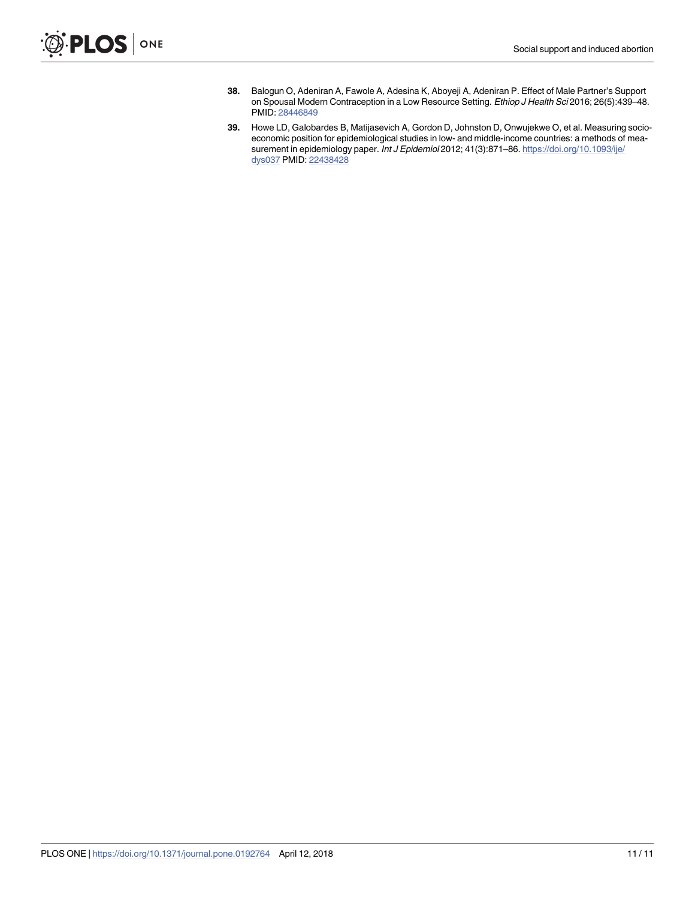38. Balogun O, Adeniran A, Fawole A, Adesina K, Aboyeji A, Adeniran P. Effect of Male Partner's Support on Spousal Modern Contraception in a Low Resource Setting. *Ethiop J Health Sci* 2016; 26(5):439–48. PMID: 28446849

39. Howe LD, Galobardes B, Matijasevich A, Gordon D, Johnston D, Onwujekwe O, et al. Measuring socio-economic position for epidemiological studies in low- and middle-income countries: a methods of measurement in epidemiology paper. *Int J Epidemiol* 2012; 41(3):871–86. https://doi.org/10.1093/ije/dys037 PMID: 22438428